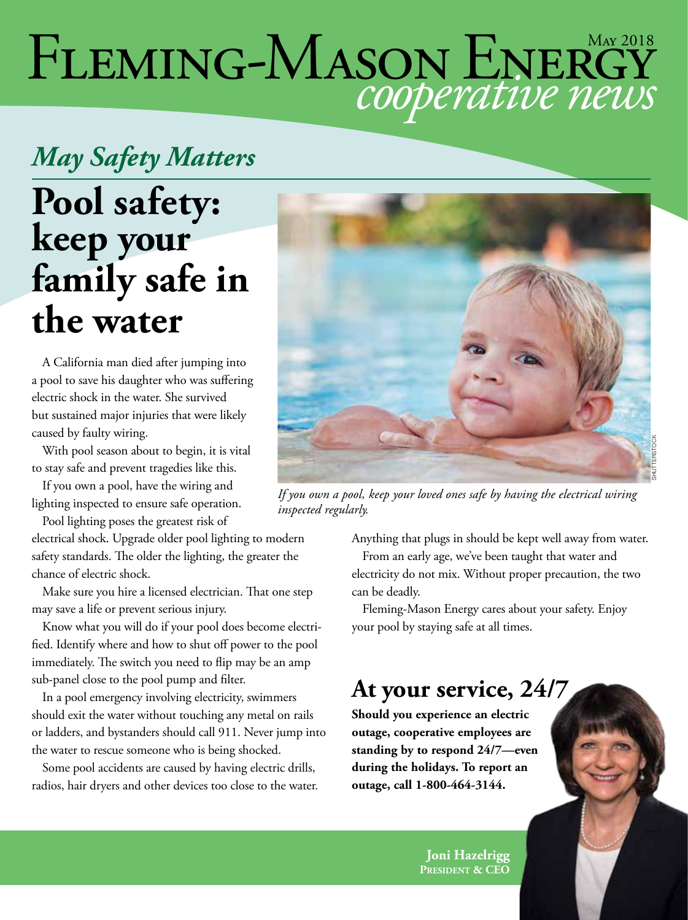# Fleming-Mason Energy *cooperative news*

May 2018

## *May Safety Matters*

# Pool safety: keep your family safe in the water

A California man died after jumping into a pool to save his daughter who was suffering electric shock in the water. She survived but sustained major injuries that were likely caused by faulty wiring.

With pool season about to begin, it is vital to stay safe and prevent tragedies like this.

If you own a pool, have the wiring and lighting inspected to ensure safe operation.

Pool lighting poses the greatest risk of electrical shock. Upgrade older pool lighting to modern safety standards. The older the lighting, the greater the chance of electric shock.

Make sure you hire a licensed electrician. That one step may save a life or prevent serious injury.

Know what you will do if your pool does become electrified. Identify where and how to shut off power to the pool immediately. The switch you need to flip may be an amp sub-panel close to the pool pump and filter.

In a pool emergency involving electricity, swimmers should exit the water without touching any metal on rails or ladders, and bystanders should call 911. Never jump into the water to rescue someone who is being shocked.

Some pool accidents are caused by having electric drills, radios, hair dryers and other devices too close to the water. Anything that plugs in should be kept well away from water.

From an early age, we've been taught that water and electricity do not mix. Without proper precaution, the two can be deadly.

Fleming-Mason Energy cares about your safety. Enjoy your pool by staying safe at all times.

SHUTTERSTOCK

*If you own a pool, keep your loved ones safe by having the electrical wiring inspected regularly.*

## At your service, 24/7

**Should you experience an electric outage, cooperative employees are standing by to respond 24/7—even during the holidays. To report an outage, call 1-800-464-3144.**

**Joni Hazelrigg**
**President & CEO**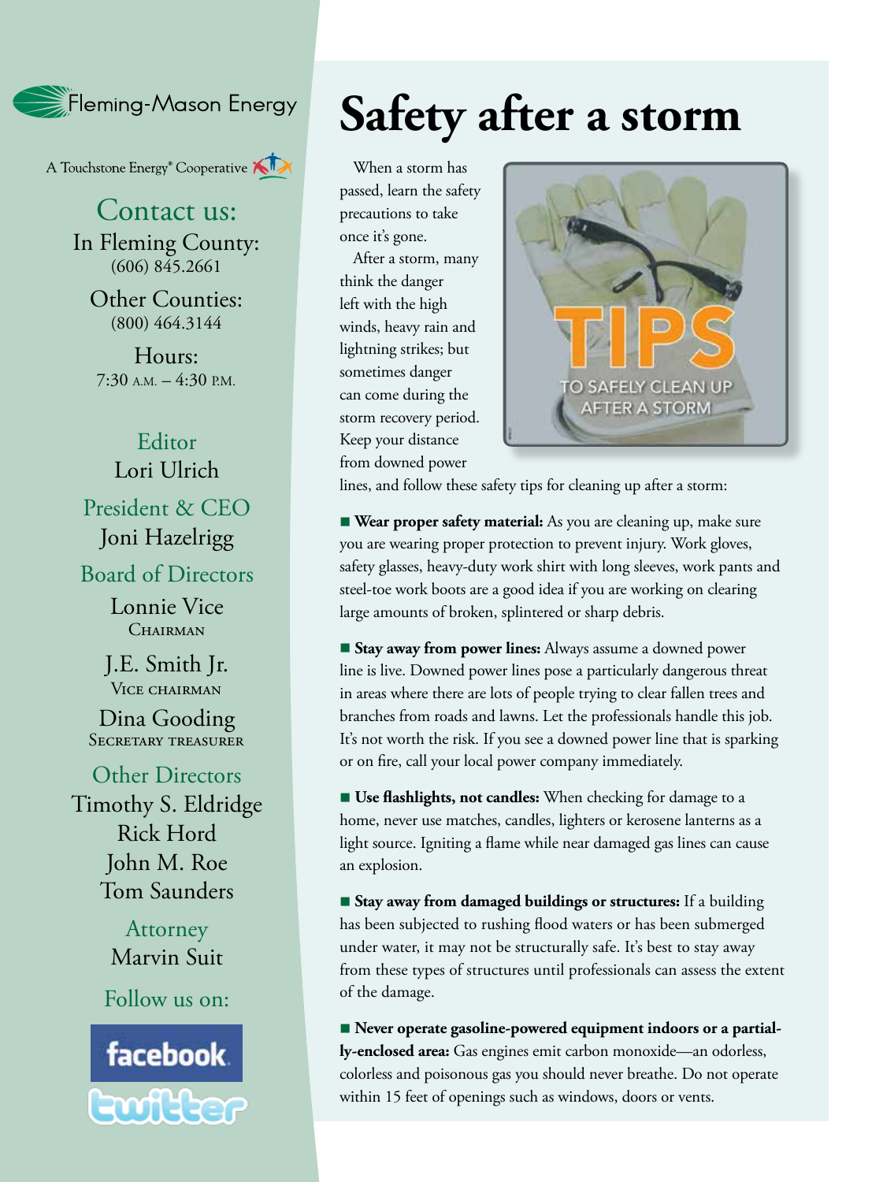Fleming-Mason Energy

A Touchstone Energy® Cooperative

## Contact us:

In Fleming County:
(606) 845.2661

Other Counties:
(800) 464.3144

Hours:
7:30 A.M. – 4:30 P.M.

**Editor**
Lori Ulrich

**President & CEO**
Joni Hazelrigg

**Board of Directors**

Lonnie Vice
Chairman

J.E. Smith Jr.
Vice chairman

Dina Gooding
Secretary treasurer

**Other Directors**
Timothy S. Eldridge
Rick Hord
John M. Roe
Tom Saunders

**Attorney**
Marvin Suit

Follow us on:

facebook
twitter

# Safety after a storm

TIPS TO SAFELY CLEAN UP AFTER A STORM

When a storm has passed, learn the safety precautions to take once it's gone.

After a storm, many think the danger left with the high winds, heavy rain and lightning strikes; but sometimes danger can come during the storm recovery period. Keep your distance from downed power lines, and follow these safety tips for cleaning up after a storm:

- **Wear proper safety material:** As you are cleaning up, make sure you are wearing proper protection to prevent injury. Work gloves, safety glasses, heavy-duty work shirt with long sleeves, work pants and steel-toe work boots are a good idea if you are working on clearing large amounts of broken, splintered or sharp debris.

- **Stay away from power lines:** Always assume a downed power line is live. Downed power lines pose a particularly dangerous threat in areas where there are lots of people trying to clear fallen trees and branches from roads and lawns. Let the professionals handle this job. It's not worth the risk. If you see a downed power line that is sparking or on fire, call your local power company immediately.

- **Use flashlights, not candles:** When checking for damage to a home, never use matches, candles, lighters or kerosene lanterns as a light source. Igniting a flame while near damaged gas lines can cause an explosion.

- **Stay away from damaged buildings or structures:** If a building has been subjected to rushing flood waters or has been submerged under water, it may not be structurally safe. It's best to stay away from these types of structures until professionals can assess the extent of the damage.

- **Never operate gasoline-powered equipment indoors or a partially-enclosed area:** Gas engines emit carbon monoxide—an odorless, colorless and poisonous gas you should never breathe. Do not operate within 15 feet of openings such as windows, doors or vents.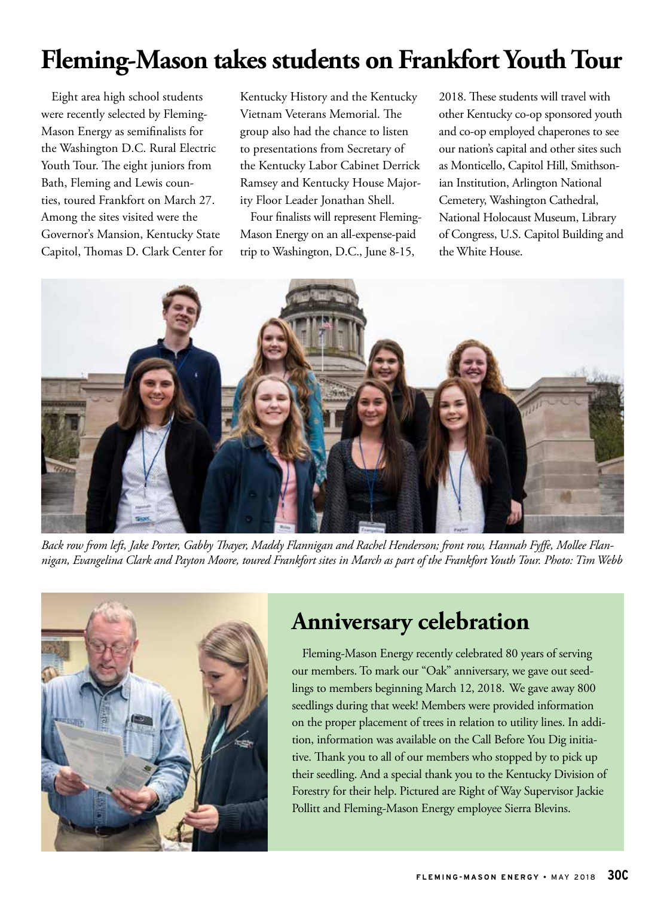# Fleming-Mason takes students on Frankfort Youth Tour

Eight area high school students were recently selected by Fleming-Mason Energy as semifinalists for the Washington D.C. Rural Electric Youth Tour. The eight juniors from Bath, Fleming and Lewis counties, toured Frankfort on March 27. Among the sites visited were the Governor's Mansion, Kentucky State Capitol, Thomas D. Clark Center for Kentucky History and the Kentucky Vietnam Veterans Memorial. The group also had the chance to listen to presentations from Secretary of the Kentucky Labor Cabinet Derrick Ramsey and Kentucky House Majority Floor Leader Jonathan Shell.

Four finalists will represent Fleming-Mason Energy on an all-expense-paid trip to Washington, D.C., June 8-15, 2018. These students will travel with other Kentucky co-op sponsored youth and co-op employed chaperones to see our nation's capital and other sites such as Monticello, Capitol Hill, Smithsonian Institution, Arlington National Cemetery, Washington Cathedral, National Holocaust Museum, Library of Congress, U.S. Capitol Building and the White House.

*Back row from left, Jake Porter, Gabby Thayer, Maddy Flannigan and Rachel Henderson; front row, Hannah Fyffe, Mollee Flannigan, Evangelina Clark and Payton Moore, toured Frankfort sites in March as part of the Frankfort Youth Tour. Photo: Tim Webb*

## Anniversary celebration

Fleming-Mason Energy recently celebrated 80 years of serving our members. To mark our "Oak" anniversary, we gave out seedlings to members beginning March 12, 2018. We gave away 800 seedlings during that week! Members were provided information on the proper placement of trees in relation to utility lines. In addition, information was available on the Call Before You Dig initiative. Thank you to all of our members who stopped by to pick up their seedling. And a special thank you to the Kentucky Division of Forestry for their help. Pictured are Right of Way Supervisor Jackie Pollitt and Fleming-Mason Energy employee Sierra Blevins.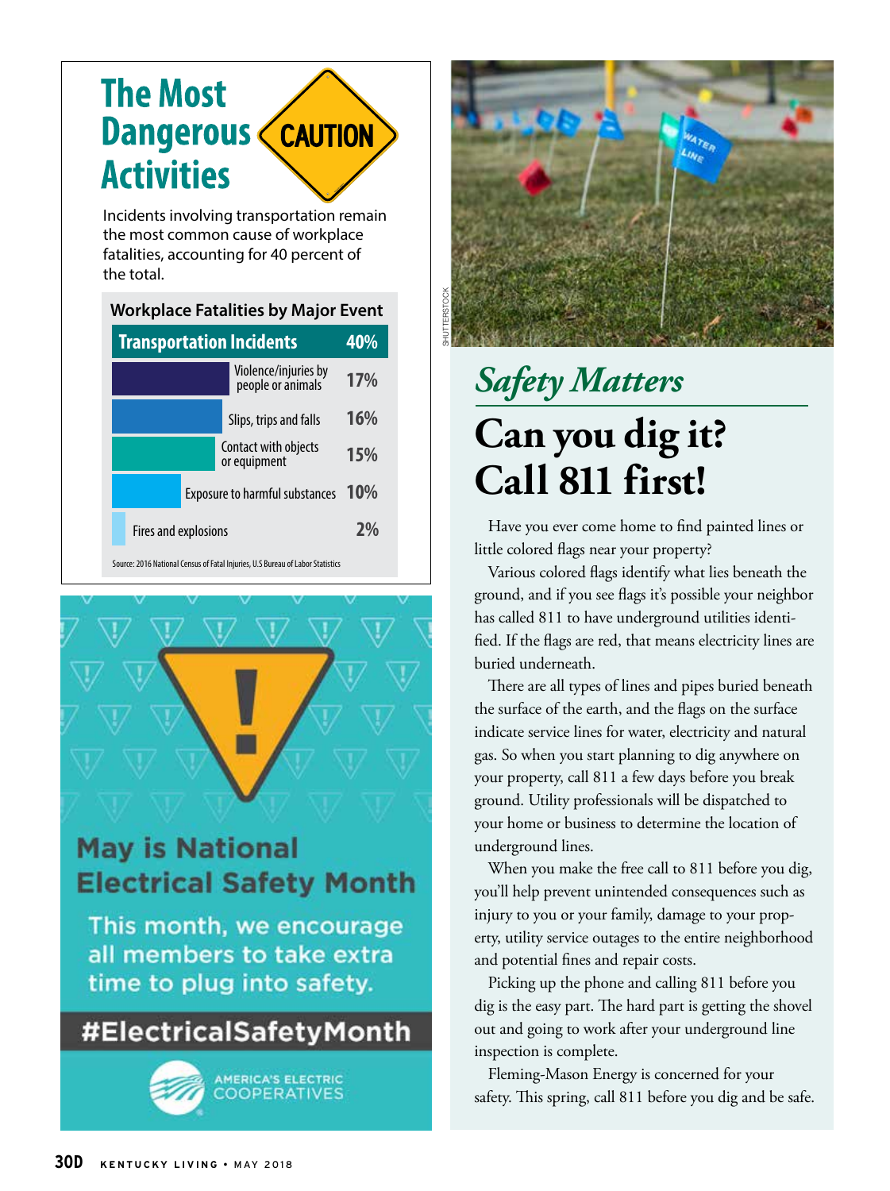# The Most Dangerous Activities

CAUTION

Incidents involving transportation remain the most common cause of workplace fatalities, accounting for 40 percent of the total.

**Workplace Fatalities by Major Event**

Transportation Incidents 40%

Violence/injuries by people or animals 17%

Slips, trips and falls 16%

Contact with objects or equipment 15%

Exposure to harmful substances 10%

Fires and explosions 2%

Source: 2016 National Census of Fatal Injuries, U.S Bureau of Labor Statistics

## May is National Electrical Safety Month

This month, we encourage all members to take extra time to plug into safety.

#ElectricalSafetyMonth

AMERICA'S ELECTRIC COOPERATIVES

SHUTTERSTOCK

*Safety Matters*

# Can you dig it? Call 811 first!

Have you ever come home to find painted lines or little colored flags near your property?

Various colored flags identify what lies beneath the ground, and if you see flags it's possible your neighbor has called 811 to have underground utilities identified. If the flags are red, that means electricity lines are buried underneath.

There are all types of lines and pipes buried beneath the surface of the earth, and the flags on the surface indicate service lines for water, electricity and natural gas. So when you start planning to dig anywhere on your property, call 811 a few days before you break ground. Utility professionals will be dispatched to your home or business to determine the location of underground lines.

When you make the free call to 811 before you dig, you'll help prevent unintended consequences such as injury to you or your family, damage to your property, utility service outages to the entire neighborhood and potential fines and repair costs.

Picking up the phone and calling 811 before you dig is the easy part. The hard part is getting the shovel out and going to work after your underground line inspection is complete.

Fleming-Mason Energy is concerned for your safety. This spring, call 811 before you dig and be safe.